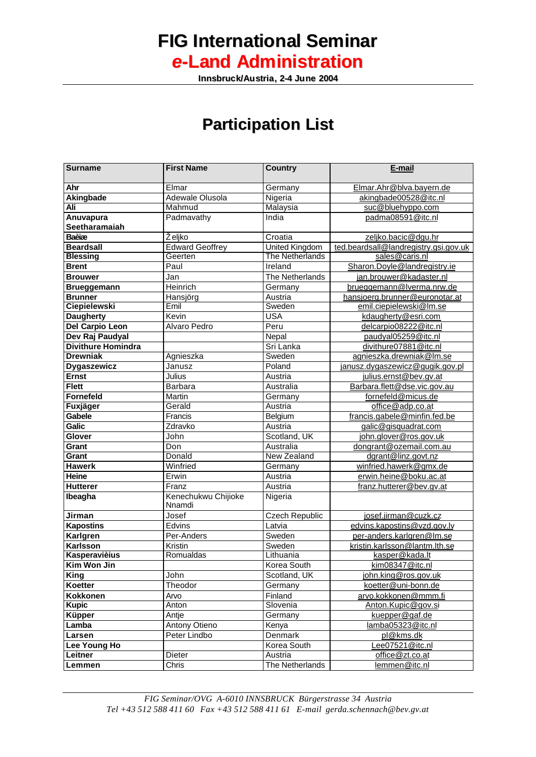# FIG International Seminar

## *e*-Land Administration

**Innsbruck/Austria, 2-4 June 2004**

# Participation List

| Surname | First Name | Country | E-mail |
|---|---|---|---|
| **Ahr** | Elmar | Germany | Elmar.Ahr@blva.bayern.de |
| **Akingbade** | Adewale Olusola | Nigeria | akingbade00528@itc.nl |
| **Ali** | Mahmud | Malaysia | suc@bluehyppo.com |
| **Anuvapura Seetharamaiah** | Padmavathy | India | padma08591@itc.nl |
| **Baèiæ** | Željko | Croatia | zeljko.bacic@dgu.hr |
| **Beardsall** | Edward Geoffrey | United Kingdom | ted.beardsall@landregistry.gsi.gov.uk |
| **Blessing** | Geerten | The Netherlands | sales@caris.nl |
| **Brent** | Paul | Ireland | Sharon.Doyle@landregistry.ie |
| **Brouwer** | Jan | The Netherlands | jan.brouwer@kadaster.nl |
| **Brueggemann** | Heinrich | Germany | brueggemann@lverma.nrw.de |
| **Brunner** | Hansjörg | Austria | hansjoerg.brunner@euronotar.at |
| **Ciepielewski** | Emil | Sweden | emil.ciepielewski@lm.se |
| **Daugherty** | Kevin | USA | kdaugherty@esri.com |
| **Del Carpio Leon** | Alvaro Pedro | Peru | delcarpio08222@itc.nl |
| **Dev Raj Paudyal** | | Nepal | paudyal05259@itc.nl |
| **Divithure Homindra** | | Sri Lanka | divithure07881@itc.nl |
| **Drewniak** | Agnieszka | Sweden | agnieszka.drewniak@lm.se |
| **Dygaszewicz** | Janusz | Poland | janusz.dygaszewicz@gugik.gov.pl |
| **Ernst** | Julius | Austria | julius.ernst@bev.gv.at |
| **Flett** | Barbara | Australia | Barbara.flett@dse.vic.gov.au |
| **Fornefeld** | Martin | Germany | fornefeld@micus.de |
| **Fuxjäger** | Gerald | Austria | office@adp.co.at |
| **Gabele** | Francis | Belgium | francis.gabele@minfin.fed.be |
| **Galic** | Zdravko | Austria | galic@gisquadrat.com |
| **Glover** | John | Scotland, UK | john.glover@ros.gov.uk |
| **Grant** | Don | Australia | dongrant@ozemail.com.au |
| **Grant** | Donald | New Zealand | dgrant@linz.govt.nz |
| **Hawerk** | Winfried | Germany | winfried.hawerk@gmx.de |
| **Heine** | Erwin | Austria | erwin.heine@boku.ac.at |
| **Hutterer** | Franz | Austria | franz.hutterer@bev.gv.at |
| **Ibeagha** | Kenechukwu Chijioke Nnamdi | Nigeria | |
| **Jirman** | Josef | Czech Republic | josef.jirman@cuzk.cz |
| **Kapostins** | Edvins | Latvia | edvins.kapostins@vzd.gov.lv |
| **Karlgren** | Per-Anders | Sweden | per-anders.karlgren@lm.se |
| **Karlsson** | Kristin | Sweden | kristin.karlsson@lantm.lth.se |
| **Kasperavièius** | Romualdas | Lithuania | kasper@kada.lt |
| **Kim Won Jin** | | Korea South | kim08347@itc.nl |
| **King** | John | Scotland, UK | john.king@ros.gov.uk |
| **Koetter** | Theodor | Germany | koetter@uni-bonn.de |
| **Kokkonen** | Arvo | Finland | arvo.kokkonen@mmm.fi |
| **Kupic** | Anton | Slovenia | Anton.Kupic@gov.si |
| **Küpper** | Antje | Germany | kuepper@gaf.de |
| **Lamba** | Antony Otieno | Kenya | lamba05323@itc.nl |
| **Larsen** | Peter Lindbo | Denmark | pl@kms.dk |
| **Lee Young Ho** | | Korea South | Lee07521@itc.nl |
| **Leitner** | Dieter | Austria | office@zt.co.at |
| **Lemmen** | Chris | The Netherlands | lemmen@itc.nl |

*FIG Seminar/OVG A-6010 INNSBRUCK Bürgerstrasse 34 Austria*
*Tel +43 512 588 411 60 Fax +43 512 588 411 61 E-mail gerda.schennach@bev.gv.at*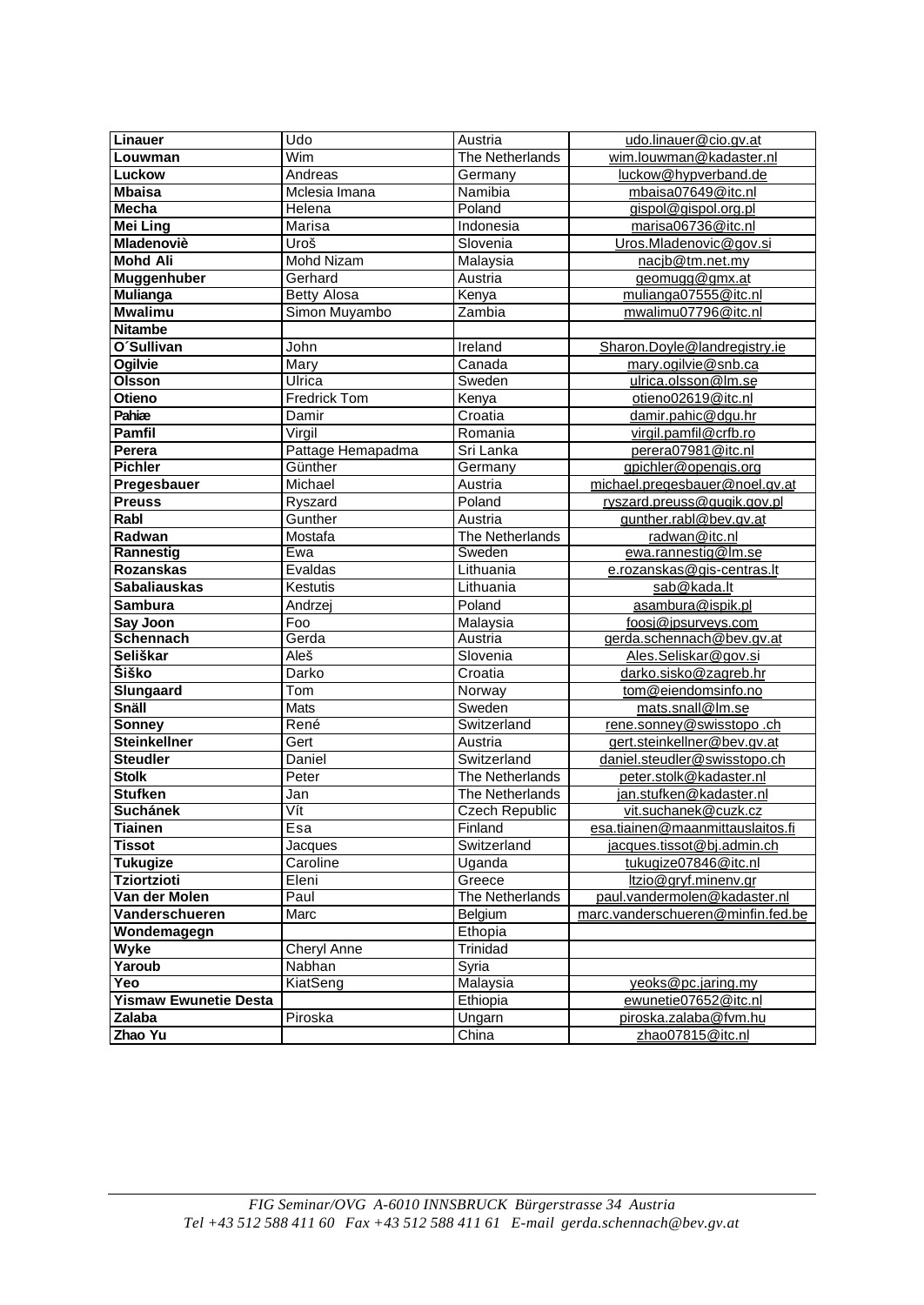| | | | |
|---|---|---|---|
| **Linauer** | Udo | Austria | udo.linauer@cio.gv.at |
| **Louwman** | Wim | The Netherlands | wim.louwman@kadaster.nl |
| **Luckow** | Andreas | Germany | luckow@hypverband.de |
| **Mbaisa** | Mclesia Imana | Namibia | mbaisa07649@itc.nl |
| **Mecha** | Helena | Poland | gispol@gispol.org.pl |
| **Mei Ling** | Marisa | Indonesia | marisa06736@itc.nl |
| **Mladenoviè** | Uroš | Slovenia | Uros.Mladenovic@gov.si |
| **Mohd Ali** | Mohd Nizam | Malaysia | nacjb@tm.net.my |
| **Muggenhuber** | Gerhard | Austria | geomugg@gmx.at |
| **Mulianga** | Betty Alosa | Kenya | mulianga07555@itc.nl |
| **Mwalimu** | Simon Muyambo | Zambia | mwalimu07796@itc.nl |
| **Nitambe** | | | |
| **O´Sullivan** | John | Ireland | Sharon.Doyle@landregistry.ie |
| **Ogilvie** | Mary | Canada | mary.ogilvie@snb.ca |
| **Olsson** | Ulrica | Sweden | ulrica.olsson@lm.se |
| **Otieno** | Fredrick Tom | Kenya | otieno02619@itc.nl |
| **Pahiæ** | Damir | Croatia | damir.pahic@dgu.hr |
| **Pamfil** | Virgil | Romania | virgil.pamfil@crfb.ro |
| **Perera** | Pattage Hemapadma | Sri Lanka | perera07981@itc.nl |
| **Pichler** | Günther | Germany | gpichler@opengis.org |
| **Pregesbauer** | Michael | Austria | michael.pregesbauer@noel.gv.at |
| **Preuss** | Ryszard | Poland | ryszard.preuss@gugik.gov.pl |
| **Rabl** | Gunther | Austria | gunther.rabl@bev.gv.at |
| **Radwan** | Mostafa | The Netherlands | radwan@itc.nl |
| **Rannestig** | Ewa | Sweden | ewa.rannestig@lm.se |
| **Rozanskas** | Evaldas | Lithuania | e.rozanskas@gis-centras.lt |
| **Sabaliauskas** | Kestutis | Lithuania | sab@kada.lt |
| **Sambura** | Andrzej | Poland | asambura@ispik.pl |
| **Say Joon** | Foo | Malaysia | foosj@jpsurveys.com |
| **Schennach** | Gerda | Austria | gerda.schennach@bev.gv.at |
| **Seliškar** | Aleš | Slovenia | Ales.Seliskar@gov.si |
| **Šiško** | Darko | Croatia | darko.sisko@zagreb.hr |
| **Slungaard** | Tom | Norway | tom@eiendomsinfo.no |
| **Snäll** | Mats | Sweden | mats.snall@lm.se |
| **Sonney** | René | Switzerland | rene.sonney@swisstopo .ch |
| **Steinkellner** | Gert | Austria | gert.steinkellner@bev.gv.at |
| **Steudler** | Daniel | Switzerland | daniel.steudler@swisstopo.ch |
| **Stolk** | Peter | The Netherlands | peter.stolk@kadaster.nl |
| **Stufken** | Jan | The Netherlands | jan.stufken@kadaster.nl |
| **Suchánek** | Vít | Czech Republic | vit.suchanek@cuzk.cz |
| **Tiainen** | Esa | Finland | esa.tiainen@maanmittauslaitos.fi |
| **Tissot** | Jacques | Switzerland | jacques.tissot@bj.admin.ch |
| **Tukugize** | Caroline | Uganda | tukugize07846@itc.nl |
| **Tziortzioti** | Eleni | Greece | ltzio@gryf.minenv.gr |
| **Van der Molen** | Paul | The Netherlands | paul.vandermolen@kadaster.nl |
| **Vanderschueren** | Marc | Belgium | marc.vanderschueren@minfin.fed.be |
| **Wondemagegn** | | Ethopia | |
| **Wyke** | Cheryl Anne | Trinidad | |
| **Yaroub** | Nabhan | Syria | |
| **Yeo** | KiatSeng | Malaysia | yeoks@pc.jaring.my |
| **Yismaw Ewunetie Desta** | | Ethiopia | ewunetie07652@itc.nl |
| **Zalaba** | Piroska | Ungarn | piroska.zalaba@fvm.hu |
| **Zhao Yu** | | China | zhao07815@itc.nl |

*FIG Seminar/OVG A-6010 INNSBRUCK Bürgerstrasse 34 Austria*
*Tel +43 512 588 411 60 Fax +43 512 588 411 61 E-mail gerda.schennach@bev.gv.at*